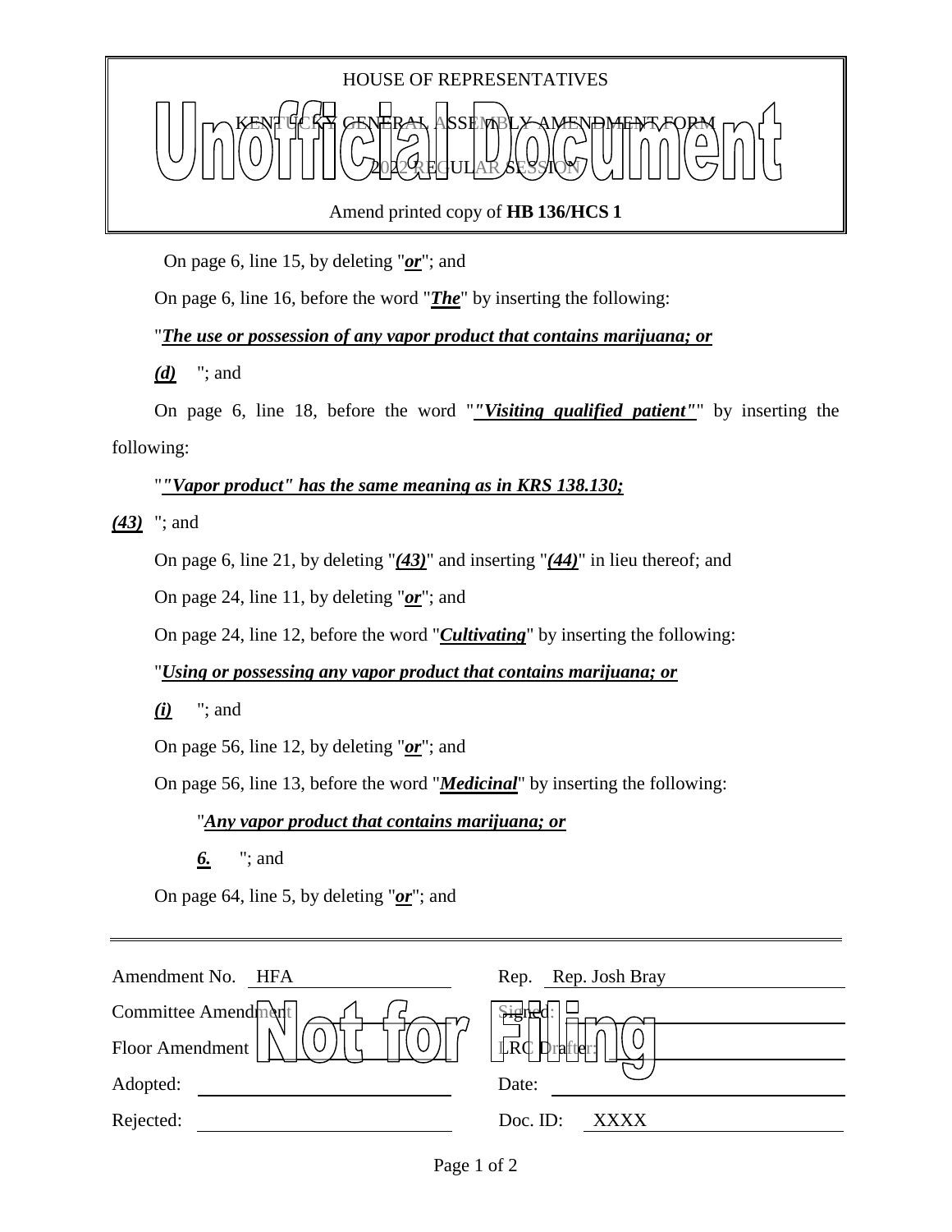HOUSE OF REPRESENTATIVES

KENTUCKY GENERAL ASSEMBLY AMENDMENT FORM

2022 REGULAR SESSION

Amend printed copy of **HB 136/HCS 1**

On page 6, line 15, by deleting "***or***"; and

On page 6, line 16, before the word "***The***" by inserting the following:

"***The use or possession of any vapor product that contains marijuana; or***

***(d)*** "; and

On page 6, line 18, before the word "***"Visiting qualified patient"***" by inserting the following:

"***"Vapor product" has the same meaning as in KRS 138.130;***

***(43)*** "; and

On page 6, line 21, by deleting "***(43)***" and inserting "***(44)***" in lieu thereof; and

On page 24, line 11, by deleting "***or***"; and

On page 24, line 12, before the word "***Cultivating***" by inserting the following:

"***Using or possessing any vapor product that contains marijuana; or***

***(i)*** "; and

On page 56, line 12, by deleting "***or***"; and

On page 56, line 13, before the word "***Medicinal***" by inserting the following:

"***Any vapor product that contains marijuana; or***

***6.*** "; and

On page 64, line 5, by deleting "***or***"; and

| | |
|---|---|
| Amendment No. HFA | Rep. Rep. Josh Bray |
| Committee Amendment | Signed: |
| Floor Amendment | LRC Drafter: |
| Adopted: | Date: |
| Rejected: | Doc. ID: XXXX |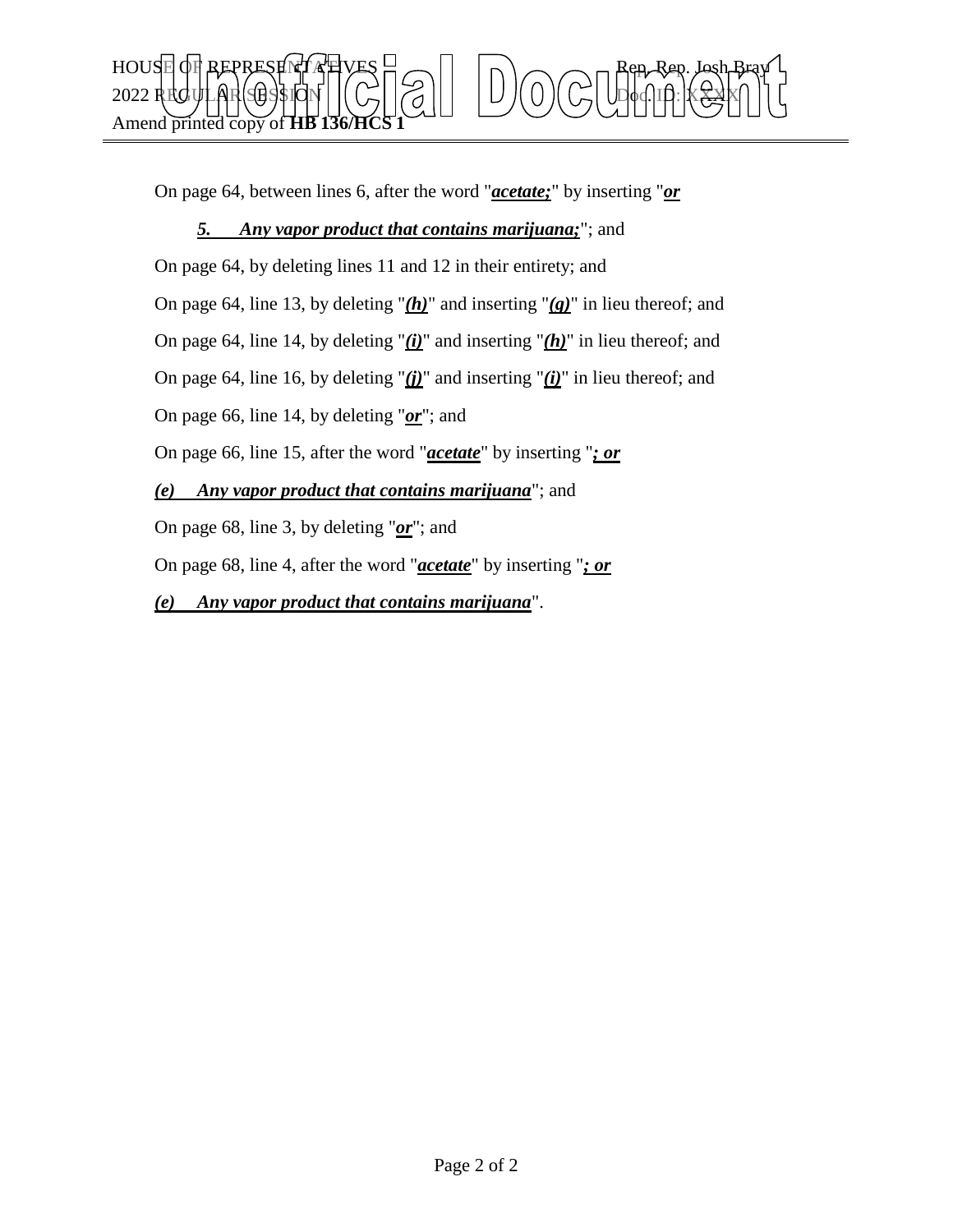On page 64, between lines 6, after the word "***acetate;***" by inserting "***or***

***5. Any vapor product that contains marijuana;***"; and

On page 64, by deleting lines 11 and 12 in their entirety; and

On page 64, line 13, by deleting "***(h)***" and inserting "***(g)***" in lieu thereof; and

On page 64, line 14, by deleting "***(i)***" and inserting "***(h)***" in lieu thereof; and

On page 64, line 16, by deleting "***(j)***" and inserting "***(i)***" in lieu thereof; and

On page 66, line 14, by deleting "***or***"; and

On page 66, line 15, after the word "***acetate***" by inserting "***; or***

***(e) Any vapor product that contains marijuana***"; and

On page 68, line 3, by deleting "***or***"; and

On page 68, line 4, after the word "***acetate***" by inserting "***; or***

***(e) Any vapor product that contains marijuana***".